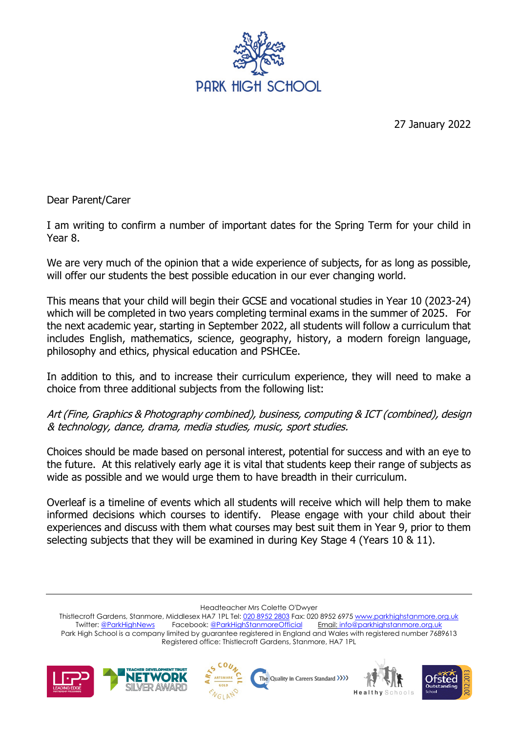# PARK HIGH SCHOOL

27 January 2022

Dear Parent/Carer

I am writing to confirm a number of important dates for the Spring Term for your child in Year 8.

We are very much of the opinion that a wide experience of subjects, for as long as possible, will offer our students the best possible education in our ever changing world.

This means that your child will begin their GCSE and vocational studies in Year 10 (2023-24) which will be completed in two years completing terminal exams in the summer of 2025. For the next academic year, starting in September 2022, all students will follow a curriculum that includes English, mathematics, science, geography, history, a modern foreign language, philosophy and ethics, physical education and PSHCEe.

In addition to this, and to increase their curriculum experience, they will need to make a choice from three additional subjects from the following list:

*Art (Fine, Graphics & Photography combined), business, computing & ICT (combined), design & technology, dance, drama, media studies, music, sport studies.*

Choices should be made based on personal interest, potential for success and with an eye to the future. At this relatively early age it is vital that students keep their range of subjects as wide as possible and we would urge them to have breadth in their curriculum.

Overleaf is a timeline of events which all students will receive which will help them to make informed decisions which courses to identify. Please engage with your child about their experiences and discuss with them what courses may best suit them in Year 9, prior to them selecting subjects that they will be examined in during Key Stage 4 (Years 10 & 11).

---

Headteacher Mrs Colette O'Dwyer
Thistlecroft Gardens, Stanmore, Middlesex HA7 1PL Tel: 020 8952 2803 Fax: 020 8952 6975 www.parkhighstanmore.org.uk
Twitter: @ParkHighNews Facebook: @ParkHighStanmoreOfficial Email: info@parkhighstanmore.org.uk
Park High School is a company limited by guarantee registered in England and Wales with registered number 7689613
Registered office: Thistlecroft Gardens, Stanmore, HA7 1PL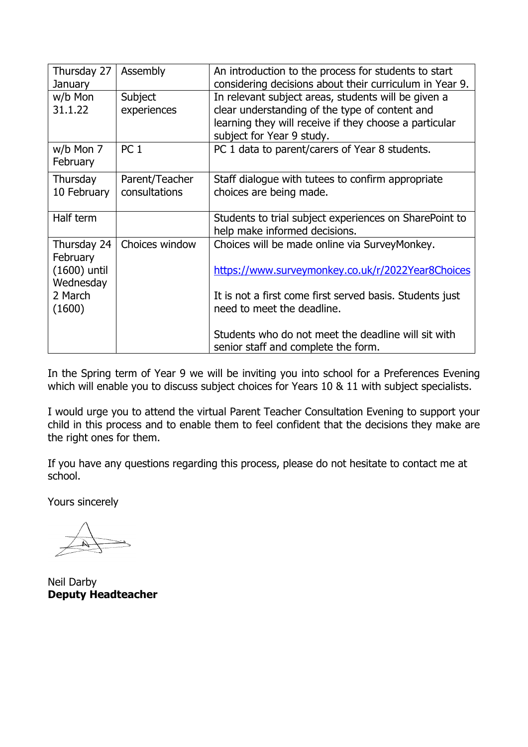| | | |
|---|---|---|
| Thursday 27 January | Assembly | An introduction to the process for students to start considering decisions about their curriculum in Year 9. |
| w/b Mon 31.1.22 | Subject experiences | In relevant subject areas, students will be given a clear understanding of the type of content and learning they will receive if they choose a particular subject for Year 9 study. |
| w/b Mon 7 February | PC 1 | PC 1 data to parent/carers of Year 8 students. |
| Thursday 10 February | Parent/Teacher consultations | Staff dialogue with tutees to confirm appropriate choices are being made. |
| Half term | | Students to trial subject experiences on SharePoint to help make informed decisions. |
| Thursday 24 February (1600) until Wednesday 2 March (1600) | Choices window | Choices will be made online via SurveyMonkey.<br><br>https://www.surveymonkey.co.uk/r/2022Year8Choices<br><br>It is not a first come first served basis. Students just need to meet the deadline.<br><br>Students who do not meet the deadline will sit with senior staff and complete the form. |

In the Spring term of Year 9 we will be inviting you into school for a Preferences Evening which will enable you to discuss subject choices for Years 10 & 11 with subject specialists.

I would urge you to attend the virtual Parent Teacher Consultation Evening to support your child in this process and to enable them to feel confident that the decisions they make are the right ones for them.

If you have any questions regarding this process, please do not hesitate to contact me at school.

Yours sincerely

Neil Darby
**Deputy Headteacher**